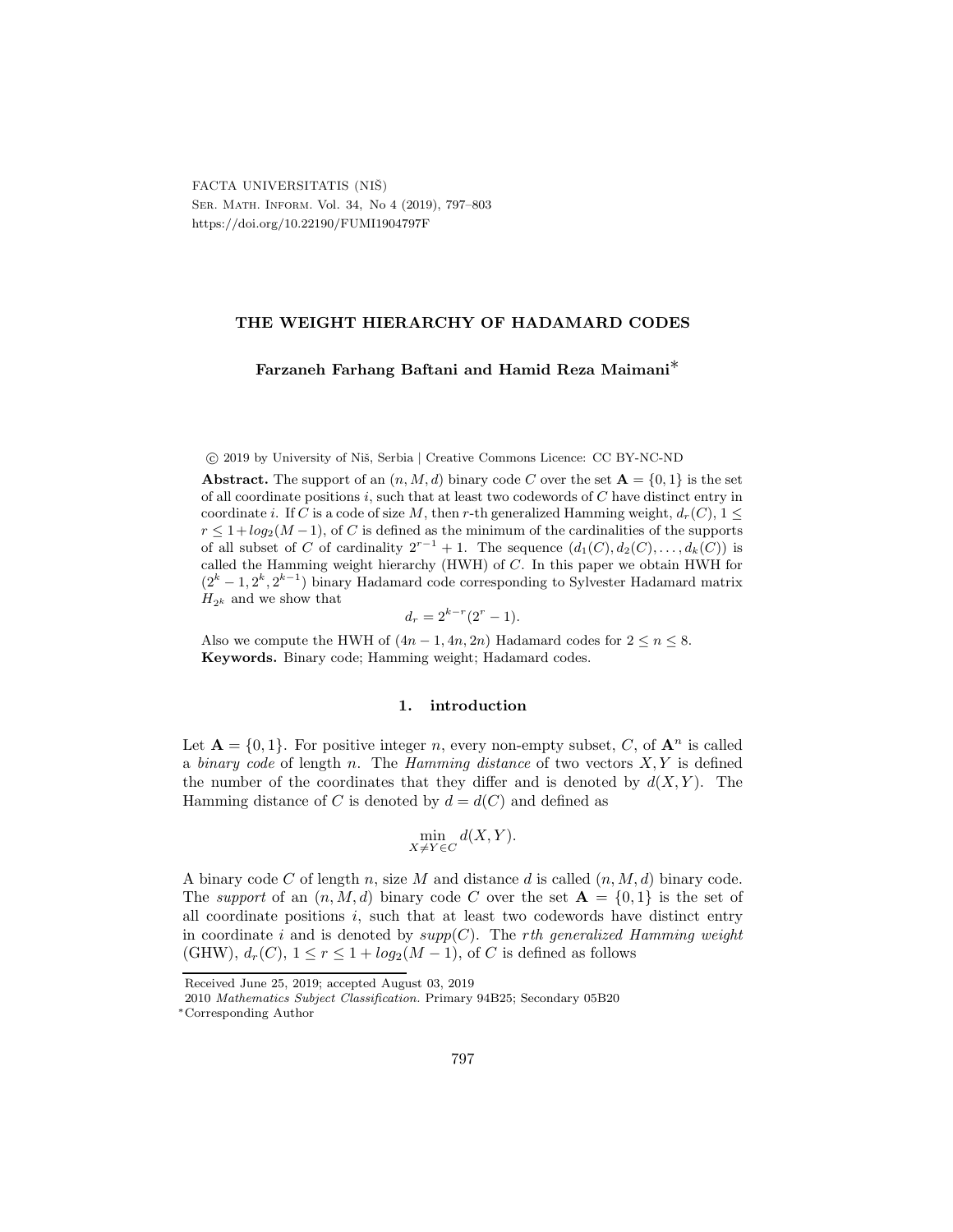FACTA UNIVERSITATIS (NIŠ)
Ser. Math. Inform. Vol. 34, No 4 (2019), 797–803
https://doi.org/10.22190/FUMI1904797F

# THE WEIGHT HIERARCHY OF HADAMARD CODES

**Farzaneh Farhang Baftani and Hamid Reza Maimani***

© 2019 by University of Niš, Serbia | Creative Commons Licence: CC BY-NC-ND

**Abstract.** The support of an $(n, M, d)$ binary code $C$ over the set $\mathbf{A} = \{0, 1\}$ is the set of all coordinate positions $i$, such that at least two codewords of $C$ have distinct entry in coordinate $i$. If $C$ is a code of size $M$, then $r$-th generalized Hamming weight, $d_r(C)$, $1 \leq r \leq 1 + log_2(M-1)$, of $C$ is defined as the minimum of the cardinalities of the supports of all subset of $C$ of cardinality $2^{r-1}+1$. The sequence $(d_1(C), d_2(C), \ldots, d_k(C))$ is called the Hamming weight hierarchy (HWH) of $C$. In this paper we obtain HWH for $(2^k-1, 2^k, 2^{k-1})$ binary Hadamard code corresponding to Sylvester Hadamard matrix $H_{2^k}$ and we show that

$$d_r = 2^{k-r}(2^r - 1).$$

Also we compute the HWH of $(4n-1, 4n, 2n)$ Hadamard codes for $2 \leq n \leq 8$.

**Keywords.** Binary code; Hamming weight; Hadamard codes.

## 1. introduction

Let $\mathbf{A} = \{0, 1\}$. For positive integer $n$, every non-empty subset, $C$, of $\mathbf{A}^n$ is called a *binary code* of length $n$. The *Hamming distance* of two vectors $X, Y$ is defined the number of the coordinates that they differ and is denoted by $d(X, Y)$. The Hamming distance of $C$ is denoted by $d = d(C)$ and defined as

$$\min_{X \neq Y \in C} d(X, Y).$$

A binary code $C$ of length $n$, size $M$ and distance $d$ is called $(n, M, d)$ binary code. The *support* of an $(n, M, d)$ binary code $C$ over the set $\mathbf{A} = \{0, 1\}$ is the set of all coordinate positions $i$, such that at least two codewords have distinct entry in coordinate $i$ and is denoted by $supp(C)$. The *rth generalized Hamming weight* (GHW), $d_r(C)$, $1 \leq r \leq 1 + log_2(M-1)$, of $C$ is defined as follows

Received June 25, 2019; accepted August 03, 2019
2010 *Mathematics Subject Classification*. Primary 94B25; Secondary 05B20
*Corresponding Author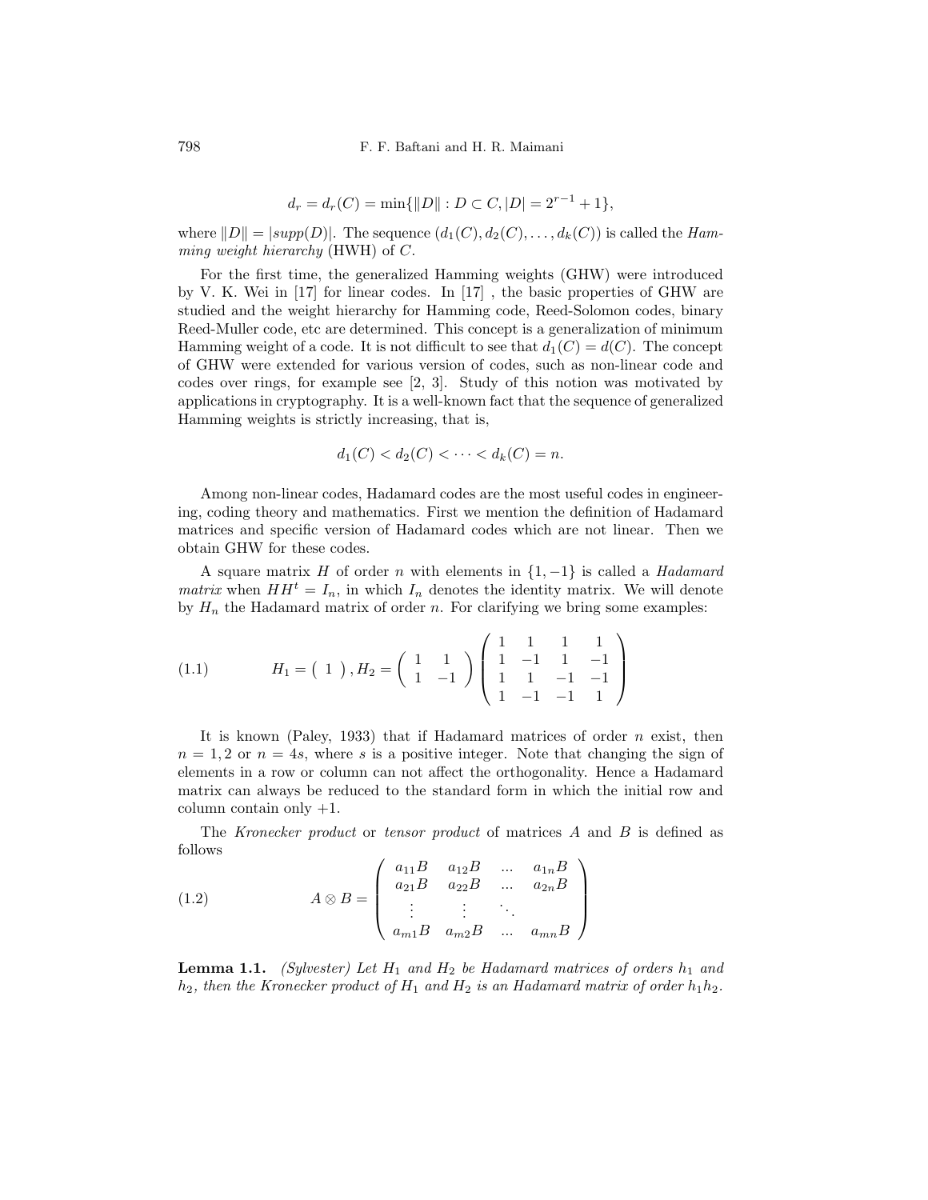$$d_r = d_r(C) = \min\{\|D\| : D \subset C, |D| = 2^{r-1} + 1\},$$

where $\|D\| = |supp(D)|$. The sequence $(d_1(C), d_2(C), \ldots, d_k(C))$ is called the *Hamming weight hierarchy* (HWH) of $C$.

For the first time, the generalized Hamming weights (GHW) were introduced by V. K. Wei in [17] for linear codes. In [17] , the basic properties of GHW are studied and the weight hierarchy for Hamming code, Reed-Solomon codes, binary Reed-Muller code, etc are determined. This concept is a generalization of minimum Hamming weight of a code. It is not difficult to see that $d_1(C) = d(C)$. The concept of GHW were extended for various version of codes, such as non-linear code and codes over rings, for example see [2, 3]. Study of this notion was motivated by applications in cryptography. It is a well-known fact that the sequence of generalized Hamming weights is strictly increasing, that is,

$$d_1(C) < d_2(C) < \cdots < d_k(C) = n.$$

Among non-linear codes, Hadamard codes are the most useful codes in engineering, coding theory and mathematics. First we mention the definition of Hadamard matrices and specific version of Hadamard codes which are not linear. Then we obtain GHW for these codes.

A square matrix $H$ of order $n$ with elements in $\{1, -1\}$ is called a *Hadamard matrix* when $HH^t = I_n$, in which $I_n$ denotes the identity matrix. We will denote by $H_n$ the Hadamard matrix of order $n$. For clarifying we bring some examples:

$$H_1 = \begin{pmatrix} 1 \end{pmatrix}, H_2 = \begin{pmatrix} 1 & 1 \\ 1 & -1 \end{pmatrix} \begin{pmatrix} 1 & 1 & 1 & 1 \\ 1 & -1 & 1 & -1 \\ 1 & 1 & -1 & -1 \\ 1 & -1 & -1 & 1 \end{pmatrix} \tag{1.1}$$

It is known (Paley, 1933) that if Hadamard matrices of order $n$ exist, then $n = 1, 2$ or $n = 4s$, where $s$ is a positive integer. Note that changing the sign of elements in a row or column can not affect the orthogonality. Hence a Hadamard matrix can always be reduced to the standard form in which the initial row and column contain only $+1$.

The *Kronecker product* or *tensor product* of matrices $A$ and $B$ is defined as follows

$$A \otimes B = \begin{pmatrix} a_{11}B & a_{12}B & \ldots & a_{1n}B \\ a_{21}B & a_{22}B & \ldots & a_{2n}B \\ \vdots & \vdots & \ddots & \\ a_{m1}B & a_{m2}B & \ldots & a_{mn}B \end{pmatrix} \tag{1.2}$$

**Lemma 1.1.** *(Sylvester) Let $H_1$ and $H_2$ be Hadamard matrices of orders $h_1$ and $h_2$, then the Kronecker product of $H_1$ and $H_2$ is an Hadamard matrix of order $h_1h_2$.*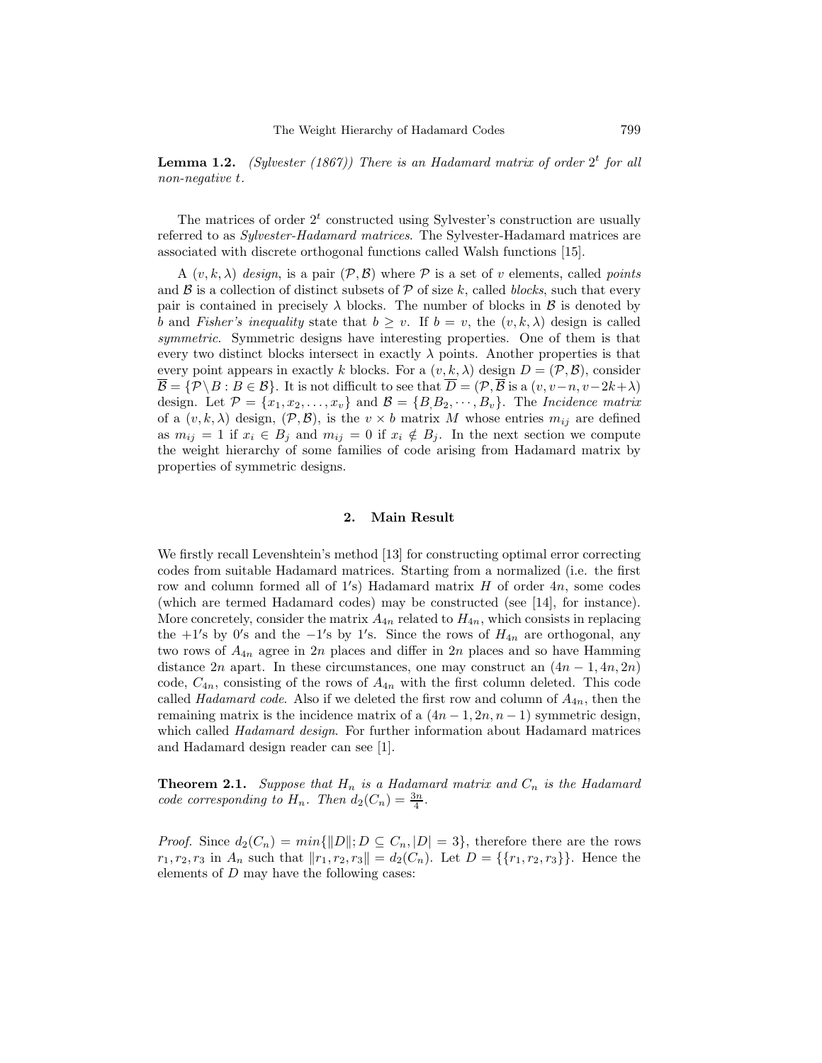**Lemma 1.2.** *(Sylvester (1867)) There is an Hadamard matrix of order $2^t$ for all non-negative $t$.*

The matrices of order $2^t$ constructed using Sylvester's construction are usually referred to as *Sylvester-Hadamard matrices*. The Sylvester-Hadamard matrices are associated with discrete orthogonal functions called Walsh functions [15].

A $(v, k, \lambda)$ *design*, is a pair $(\mathcal{P}, \mathcal{B})$ where $\mathcal{P}$ is a set of $v$ elements, called *points* and $\mathcal{B}$ is a collection of distinct subsets of $\mathcal{P}$ of size $k$, called *blocks*, such that every pair is contained in precisely $\lambda$ blocks. The number of blocks in $\mathcal{B}$ is denoted by $b$ and *Fisher's inequality* state that $b \geq v$. If $b = v$, the $(v, k, \lambda)$ design is called *symmetric*. Symmetric designs have interesting properties. One of them is that every two distinct blocks intersect in exactly $\lambda$ points. Another properties is that every point appears in exactly $k$ blocks. For a $(v, k, \lambda)$ design $D = (\mathcal{P}, \mathcal{B})$, consider $\overline{\mathcal{B}} = \{\mathcal{P} \backslash B : B \in \mathcal{B}\}$. It is not difficult to see that $\overline{D} = (\mathcal{P}, \overline{\mathcal{B}}$ is a $(v, v-n, v-2k+\lambda)$ design. Let $\mathcal{P} = \{x_1, x_2, \ldots, x_v\}$ and $\mathcal{B} = \{B_, B_2, \cdots, B_v\}$. The *Incidence matrix* of a $(v, k, \lambda)$ design, $(\mathcal{P}, \mathcal{B})$, is the $v \times b$ matrix $M$ whose entries $m_{ij}$ are defined as $m_{ij} = 1$ if $x_i \in B_j$ and $m_{ij} = 0$ if $x_i \notin B_j$. In the next section we compute the weight hierarchy of some families of code arising from Hadamard matrix by properties of symmetric designs.

## 2. Main Result

We firstly recall Levenshtein's method [13] for constructing optimal error correcting codes from suitable Hadamard matrices. Starting from a normalized (i.e. the first row and column formed all of $1'$s) Hadamard matrix $H$ of order $4n$, some codes (which are termed Hadamard codes) may be constructed (see [14], for instance). More concretely, consider the matrix $A_{4n}$ related to $H_{4n}$, which consists in replacing the $+1'$s by $0'$s and the $-1'$s by $1'$s. Since the rows of $H_{4n}$ are orthogonal, any two rows of $A_{4n}$ agree in $2n$ places and differ in $2n$ places and so have Hamming distance $2n$ apart. In these circumstances, one may construct an $(4n-1, 4n, 2n)$ code, $C_{4n}$, consisting of the rows of $A_{4n}$ with the first column deleted. This code called *Hadamard code*. Also if we deleted the first row and column of $A_{4n}$, then the remaining matrix is the incidence matrix of a $(4n-1, 2n, n-1)$ symmetric design, which called *Hadamard design*. For further information about Hadamard matrices and Hadamard design reader can see [1].

**Theorem 2.1.** *Suppose that $H_n$ is a Hadamard matrix and $C_n$ is the Hadamard code corresponding to $H_n$. Then $d_2(C_n) = \frac{3n}{4}$.*

*Proof.* Since $d_2(C_n) = min\{\|D\|; D \subseteq C_n, |D| = 3\}$, therefore there are the rows $r_1, r_2, r_3$ in $A_n$ such that $\|r_1, r_2, r_3\| = d_2(C_n)$. Let $D = \{\{r_1, r_2, r_3\}\}$. Hence the elements of $D$ may have the following cases: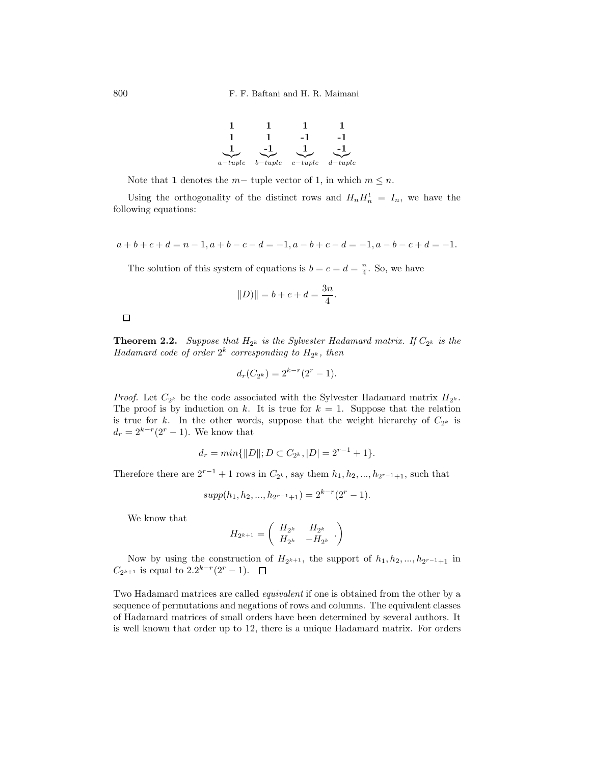$$\underbrace{\begin{matrix}\mathbf{1}\\ \mathbf{1}\\ \mathbf{1}\end{matrix}}_{a-tuple} \quad \underbrace{\begin{matrix}\mathbf{1}\\ \mathbf{1}\\ \mathbf{-1}\end{matrix}}_{b-tuple} \quad \underbrace{\begin{matrix}\mathbf{1}\\ \mathbf{-1}\\ \mathbf{1}\end{matrix}}_{c-tuple} \quad \underbrace{\begin{matrix}\mathbf{1}\\ \mathbf{-1}\\ \mathbf{-1}\end{matrix}}_{d-tuple}$$

Note that $\mathbf{1}$ denotes the $m-$ tuple vector of 1, in which $m \leq n$.

Using the orthogonality of the distinct rows and $H_n H_n^t = I_n$, we have the following equations:

$$a+b+c+d = n-1, a+b-c-d = -1, a-b+c-d = -1, a-b-c+d = -1.$$

The solution of this system of equations is $b = c = d = \frac{n}{4}$. So, we have

$$\|D)\| = b+c+d = \frac{3n}{4}.$$

□

**Theorem 2.2.** *Suppose that $H_{2^k}$ is the Sylvester Hadamard matrix. If $C_{2^k}$ is the Hadamard code of order $2^k$ corresponding to $H_{2^k}$, then*

$$d_r(C_{2^k}) = 2^{k-r}(2^r - 1).$$

*Proof.* Let $C_{2^k}$ be the code associated with the Sylvester Hadamard matrix $H_{2^k}$. The proof is by induction on $k$. It is true for $k = 1$. Suppose that the relation is true for $k$. In the other words, suppose that the weight hierarchy of $C_{2^k}$ is $d_r = 2^{k-r}(2^r - 1)$. We know that

$$d_r = min\{\|D\|; D \subset C_{2^k}, |D| = 2^{r-1} + 1\}.$$

Therefore there are $2^{r-1} + 1$ rows in $C_{2^k}$, say them $h_1, h_2, ..., h_{2^{r-1}+1}$, such that

$$supp(h_1, h_2, ..., h_{2^{r-1}+1}) = 2^{k-r}(2^r - 1).$$

We know that

$$H_{2^{k+1}} = \begin{pmatrix} H_{2^k} & H_{2^k} \\ H_{2^k} & -H_{2^k} \end{pmatrix}.$$

Now by using the construction of $H_{2^{k+1}}$, the support of $h_1, h_2, ..., h_{2^{r-1}+1}$ in $C_{2^{k+1}}$ is equal to $2.2^{k-r}(2^r - 1)$. □

Two Hadamard matrices are called *equivalent* if one is obtained from the other by a sequence of permutations and negations of rows and columns. The equivalent classes of Hadamard matrices of small orders have been determined by several authors. It is well known that order up to 12, there is a unique Hadamard matrix. For orders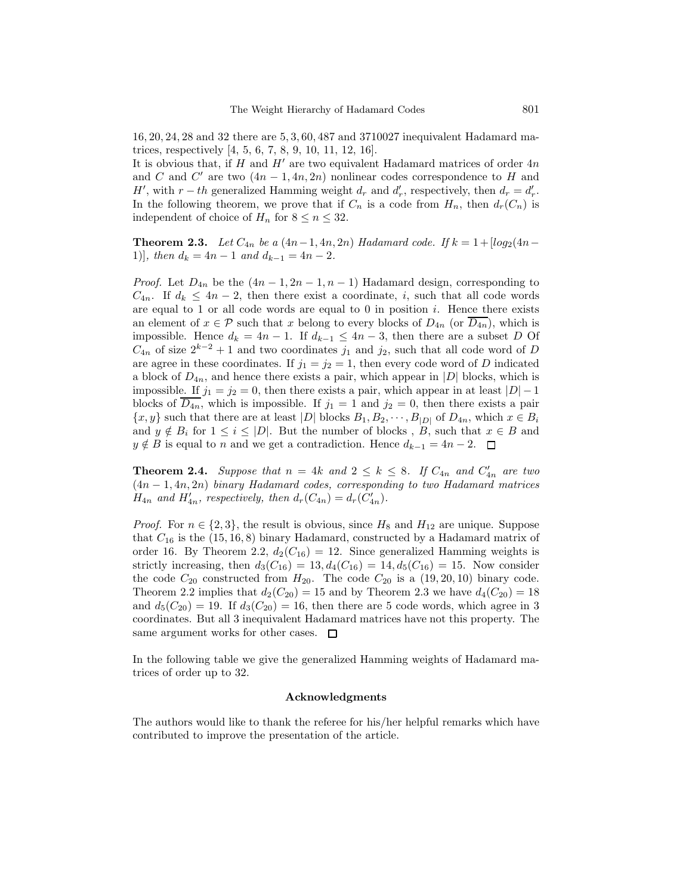16, 20, 24, 28 and 32 there are 5, 3, 60, 487 and 3710027 inequivalent Hadamard matrices, respectively [4, 5, 6, 7, 8, 9, 10, 11, 12, 16].

It is obvious that, if $H$ and $H'$ are two equivalent Hadamard matrices of order $4n$ and $C$ and $C'$ are two $(4n-1, 4n, 2n)$ nonlinear codes correspondence to $H$ and $H'$, with $r-th$ generalized Hamming weight $d_r$ and $d'_r$, respectively, then $d_r = d'_r$. In the following theorem, we prove that if $C_n$ is a code from $H_n$, then $d_r(C_n)$ is independent of choice of $H_n$ for $8 \leq n \leq 32$.

**Theorem 2.3.** *Let $C_{4n}$ be a $(4n-1, 4n, 2n)$ Hadamard code. If $k = 1 + [log_2(4n-1)]$, then $d_k = 4n-1$ and $d_{k-1} = 4n-2$.*

*Proof.* Let $D_{4n}$ be the $(4n-1, 2n-1, n-1)$ Hadamard design, corresponding to $C_{4n}$. If $d_k \leq 4n-2$, then there exist a coordinate, $i$, such that all code words are equal to 1 or all code words are equal to 0 in position $i$. Hence there exists an element of $x \in \mathcal{P}$ such that $x$ belong to every blocks of $D_{4n}$ (or $\overline{D_{4n}}$), which is impossible. Hence $d_k = 4n-1$. If $d_{k-1} \leq 4n-3$, then there are a subset $D$ Of $C_{4n}$ of size $2^{k-2}+1$ and two coordinates $j_1$ and $j_2$, such that all code word of $D$ are agree in these coordinates. If $j_1 = j_2 = 1$, then every code word of $D$ indicated a block of $D_{4n}$, and hence there exists a pair, which appear in $|D|$ blocks, which is impossible. If $j_1 = j_2 = 0$, then there exists a pair, which appear in at least $|D|-1$ blocks of $\overline{D_{4n}}$, which is impossible. If $j_1 = 1$ and $j_2 = 0$, then there exists a pair $\{x, y\}$ such that there are at least $|D|$ blocks $B_1, B_2, \cdots, B_{|D|}$ of $D_{4n}$, which $x \in B_i$ and $y \notin B_i$ for $1 \leq i \leq |D|$. But the number of blocks , $B$, such that $x \in B$ and $y \notin B$ is equal to $n$ and we get a contradiction. Hence $d_{k-1} = 4n-2$. □

**Theorem 2.4.** *Suppose that $n = 4k$ and $2 \leq k \leq 8$. If $C_{4n}$ and $C'_{4n}$ are two $(4n-1, 4n, 2n)$ binary Hadamard codes, corresponding to two Hadamard matrices $H_{4n}$ and $H'_{4n}$, respectively, then $d_r(C_{4n}) = d_r(C'_{4n})$.*

*Proof.* For $n \in \{2, 3\}$, the result is obvious, since $H_8$ and $H_{12}$ are unique. Suppose that $C_{16}$ is the $(15, 16, 8)$ binary Hadamard, constructed by a Hadamard matrix of order 16. By Theorem 2.2, $d_2(C_{16}) = 12$. Since generalized Hamming weights is strictly increasing, then $d_3(C_{16}) = 13, d_4(C_{16}) = 14, d_5(C_{16}) = 15$. Now consider the code $C_{20}$ constructed from $H_{20}$. The code $C_{20}$ is a $(19, 20, 10)$ binary code. Theorem 2.2 implies that $d_2(C_{20}) = 15$ and by Theorem 2.3 we have $d_4(C_{20}) = 18$ and $d_5(C_{20}) = 19$. If $d_3(C_{20}) = 16$, then there are 5 code words, which agree in 3 coordinates. But all 3 inequivalent Hadamard matrices have not this property. The same argument works for other cases. □

In the following table we give the generalized Hamming weights of Hadamard matrices of order up to 32.

## Acknowledgments

The authors would like to thank the referee for his/her helpful remarks which have contributed to improve the presentation of the article.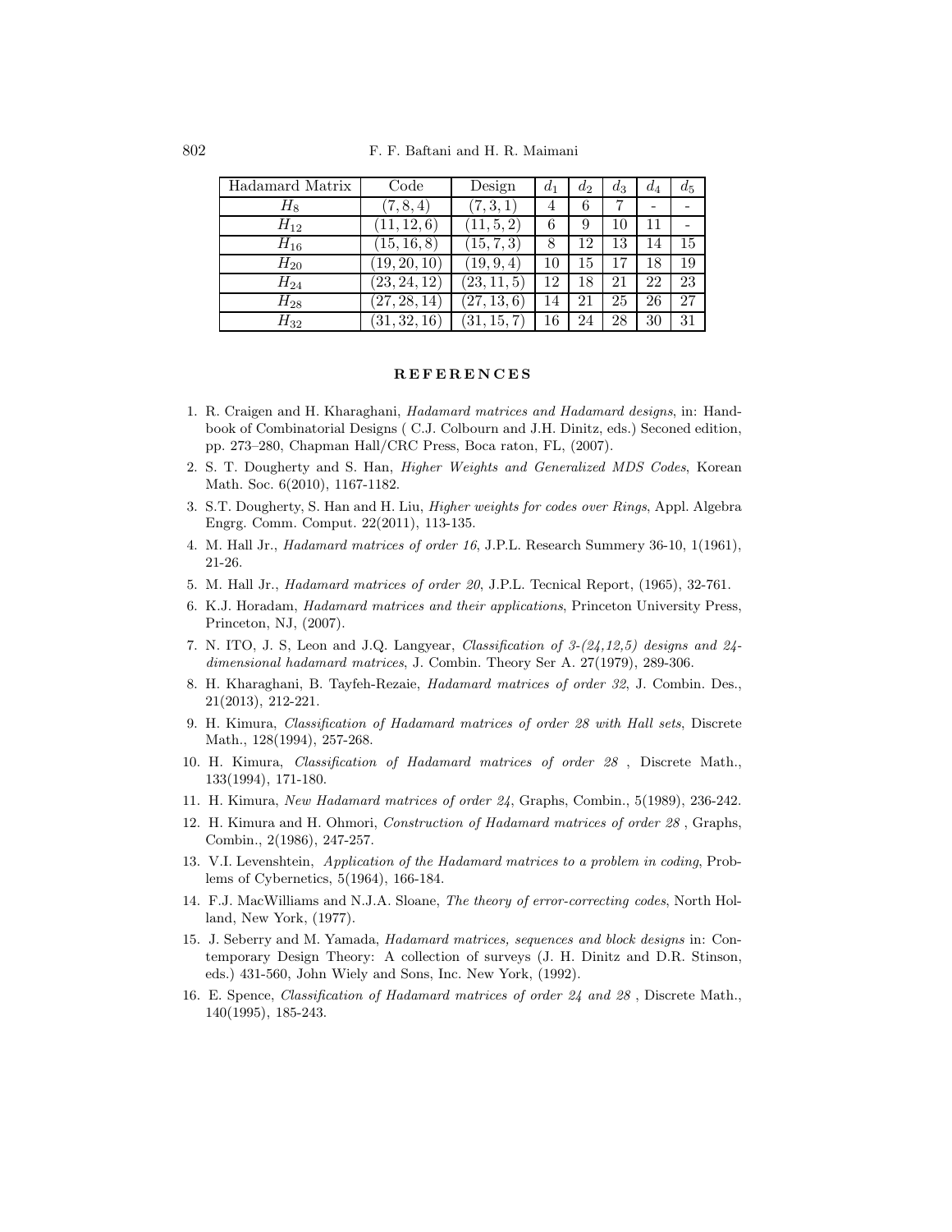| Hadamard Matrix | Code | Design | $d_1$ | $d_2$ | $d_3$ | $d_4$ | $d_5$ |
|---|---|---|---|---|---|---|---|
| $H_8$ | $(7, 8, 4)$ | $(7, 3, 1)$ | 4 | 6 | 7 | - | - |
| $H_{12}$ | $(11, 12, 6)$ | $(11, 5, 2)$ | 6 | 9 | 10 | 11 | - |
| $H_{16}$ | $(15, 16, 8)$ | $(15, 7, 3)$ | 8 | 12 | 13 | 14 | 15 |
| $H_{20}$ | $(19, 20, 10)$ | $(19, 9, 4)$ | 10 | 15 | 17 | 18 | 19 |
| $H_{24}$ | $(23, 24, 12)$ | $(23, 11, 5)$ | 12 | 18 | 21 | 22 | 23 |
| $H_{28}$ | $(27, 28, 14)$ | $(27, 13, 6)$ | 14 | 21 | 25 | 26 | 27 |
| $H_{32}$ | $(31, 32, 16)$ | $(31, 15, 7)$ | 16 | 24 | 28 | 30 | 31 |

## REFERENCES

1. R. Craigen and H. Kharaghani, *Hadamard matrices and Hadamard designs*, in: Handbook of Combinatorial Designs ( C.J. Colbourn and J.H. Dinitz, eds.) Seconed edition, pp. 273–280, Chapman Hall/CRC Press, Boca raton, FL, (2007).
2. S. T. Dougherty and S. Han, *Higher Weights and Generalized MDS Codes*, Korean Math. Soc. 6(2010), 1167-1182.
3. S.T. Dougherty, S. Han and H. Liu, *Higher weights for codes over Rings*, Appl. Algebra Engrg. Comm. Comput. 22(2011), 113-135.
4. M. Hall Jr., *Hadamard matrices of order 16*, J.P.L. Research Summery 36-10, 1(1961), 21-26.
5. M. Hall Jr., *Hadamard matrices of order 20*, J.P.L. Tecnical Report, (1965), 32-761.
6. K.J. Horadam, *Hadamard matrices and their applications*, Princeton University Press, Princeton, NJ, (2007).
7. N. ITO, J. S, Leon and J.Q. Langyear, *Classification of 3-(24,12,5) designs and 24-dimensional hadamard matrices*, J. Combin. Theory Ser A. 27(1979), 289-306.
8. H. Kharaghani, B. Tayfeh-Rezaie, *Hadamard matrices of order 32*, J. Combin. Des., 21(2013), 212-221.
9. H. Kimura, *Classification of Hadamard matrices of order 28 with Hall sets*, Discrete Math., 128(1994), 257-268.
10. H. Kimura, *Classification of Hadamard matrices of order 28* , Discrete Math., 133(1994), 171-180.
11. H. Kimura, *New Hadamard matrices of order 24*, Graphs, Combin., 5(1989), 236-242.
12. H. Kimura and H. Ohmori, *Construction of Hadamard matrices of order 28* , Graphs, Combin., 2(1986), 247-257.
13. V.I. Levenshtein, *Application of the Hadamard matrices to a problem in coding*, Problems of Cybernetics, 5(1964), 166-184.
14. F.J. MacWilliams and N.J.A. Sloane, *The theory of error-correcting codes*, North Holland, New York, (1977).
15. J. Seberry and M. Yamada, *Hadamard matrices, sequences and block designs* in: Contemporary Design Theory: A collection of surveys (J. H. Dinitz and D.R. Stinson, eds.) 431-560, John Wiely and Sons, Inc. New York, (1992).
16. E. Spence, *Classification of Hadamard matrices of order 24 and 28* , Discrete Math., 140(1995), 185-243.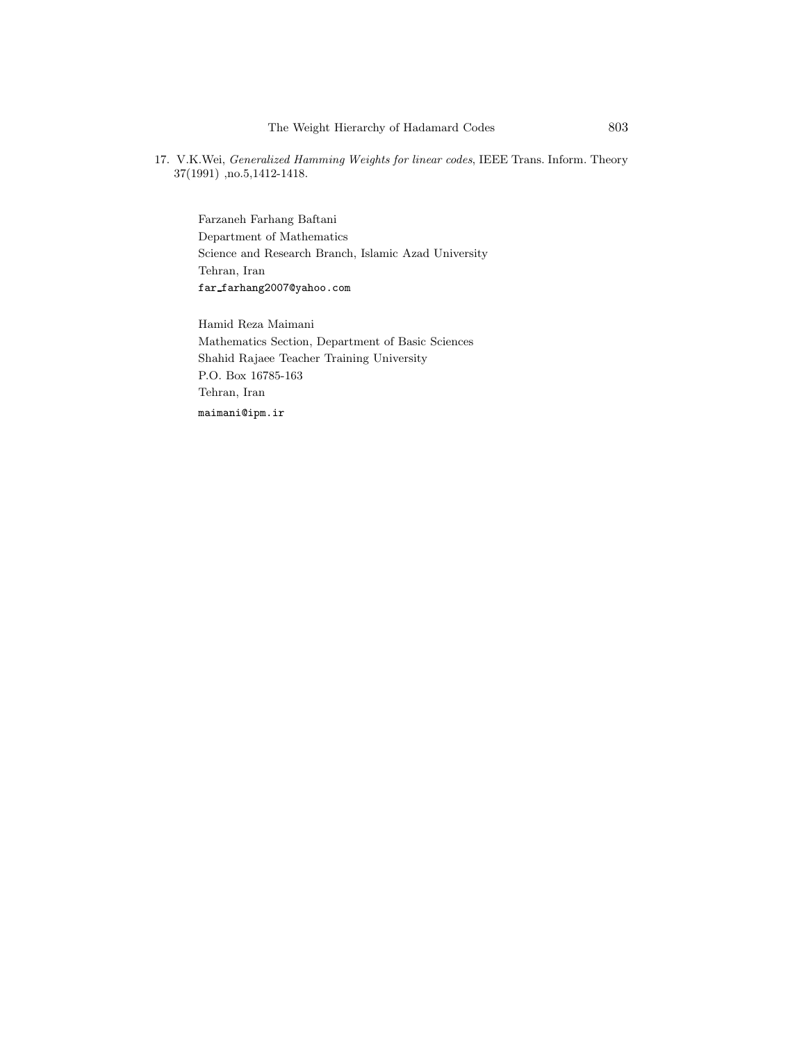17. V.K.Wei, *Generalized Hamming Weights for linear codes*, IEEE Trans. Inform. Theory 37(1991) ,no.5,1412-1418.

Farzaneh Farhang Baftani
Department of Mathematics
Science and Research Branch, Islamic Azad University
Tehran, Iran
far_farhang2007@yahoo.com

Hamid Reza Maimani
Mathematics Section, Department of Basic Sciences
Shahid Rajaee Teacher Training University
P.O. Box 16785-163
Tehran, Iran
maimani@ipm.ir